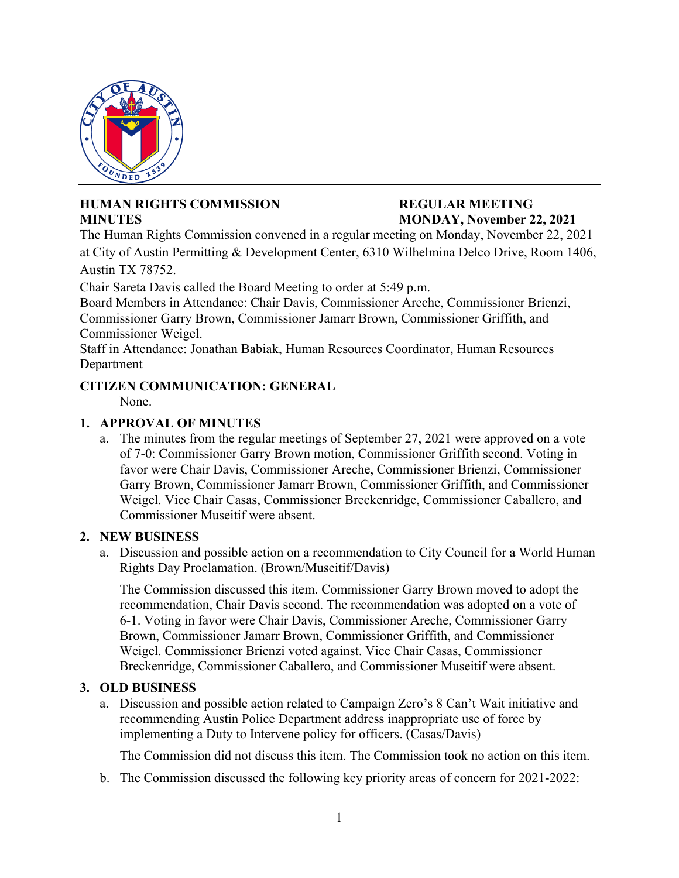**HUMAN RIGHTS COMMISSION MINUTES**

**REGULAR MEETING MONDAY, November 22, 2021**

The Human Rights Commission convened in a regular meeting on Monday, November 22, 2021 at City of Austin Permitting & Development Center, 6310 Wilhelmina Delco Drive, Room 1406, Austin TX 78752.

Chair Sareta Davis called the Board Meeting to order at 5:49 p.m.

Board Members in Attendance: Chair Davis, Commissioner Areche, Commissioner Brienzi, Commissioner Garry Brown, Commissioner Jamarr Brown, Commissioner Griffith, and Commissioner Weigel.

Staff in Attendance: Jonathan Babiak, Human Resources Coordinator, Human Resources Department

**CITIZEN COMMUNICATION: GENERAL**

None.

**1. APPROVAL OF MINUTES**

a. The minutes from the regular meetings of September 27, 2021 were approved on a vote of 7-0: Commissioner Garry Brown motion, Commissioner Griffith second. Voting in favor were Chair Davis, Commissioner Areche, Commissioner Brienzi, Commissioner Garry Brown, Commissioner Jamarr Brown, Commissioner Griffith, and Commissioner Weigel. Vice Chair Casas, Commissioner Breckenridge, Commissioner Caballero, and Commissioner Museitif were absent.

**2. NEW BUSINESS**

a. Discussion and possible action on a recommendation to City Council for a World Human Rights Day Proclamation. (Brown/Museitif/Davis)

   The Commission discussed this item. Commissioner Garry Brown moved to adopt the recommendation, Chair Davis second. The recommendation was adopted on a vote of 6-1. Voting in favor were Chair Davis, Commissioner Areche, Commissioner Garry Brown, Commissioner Jamarr Brown, Commissioner Griffith, and Commissioner Weigel. Commissioner Brienzi voted against. Vice Chair Casas, Commissioner Breckenridge, Commissioner Caballero, and Commissioner Museitif were absent.

**3. OLD BUSINESS**

a. Discussion and possible action related to Campaign Zero's 8 Can't Wait initiative and recommending Austin Police Department address inappropriate use of force by implementing a Duty to Intervene policy for officers. (Casas/Davis)

   The Commission did not discuss this item. The Commission took no action on this item.

b. The Commission discussed the following key priority areas of concern for 2021-2022: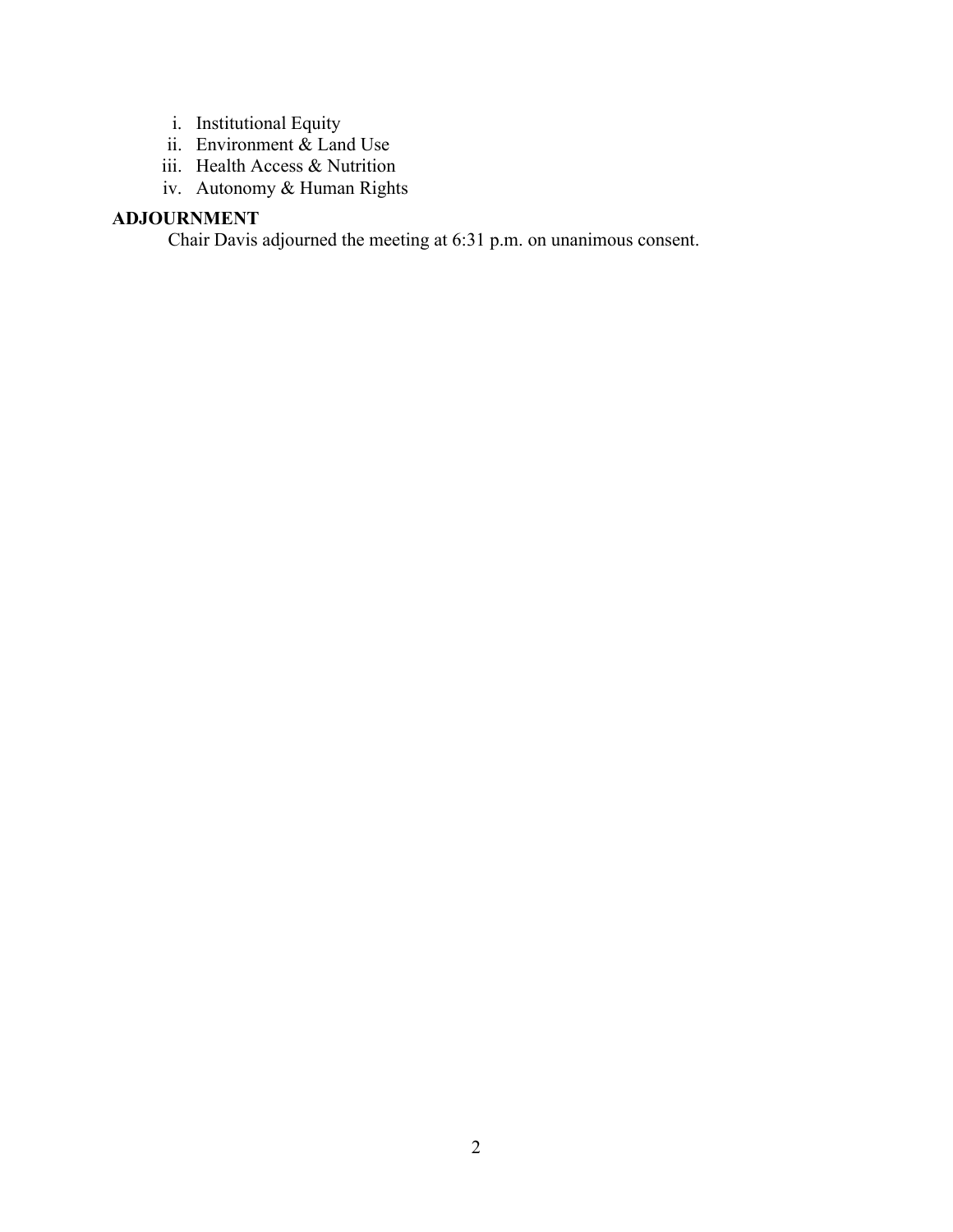i. Institutional Equity
ii. Environment & Land Use
iii. Health Access & Nutrition
iv. Autonomy & Human Rights

**ADJOURNMENT**

Chair Davis adjourned the meeting at 6:31 p.m. on unanimous consent.